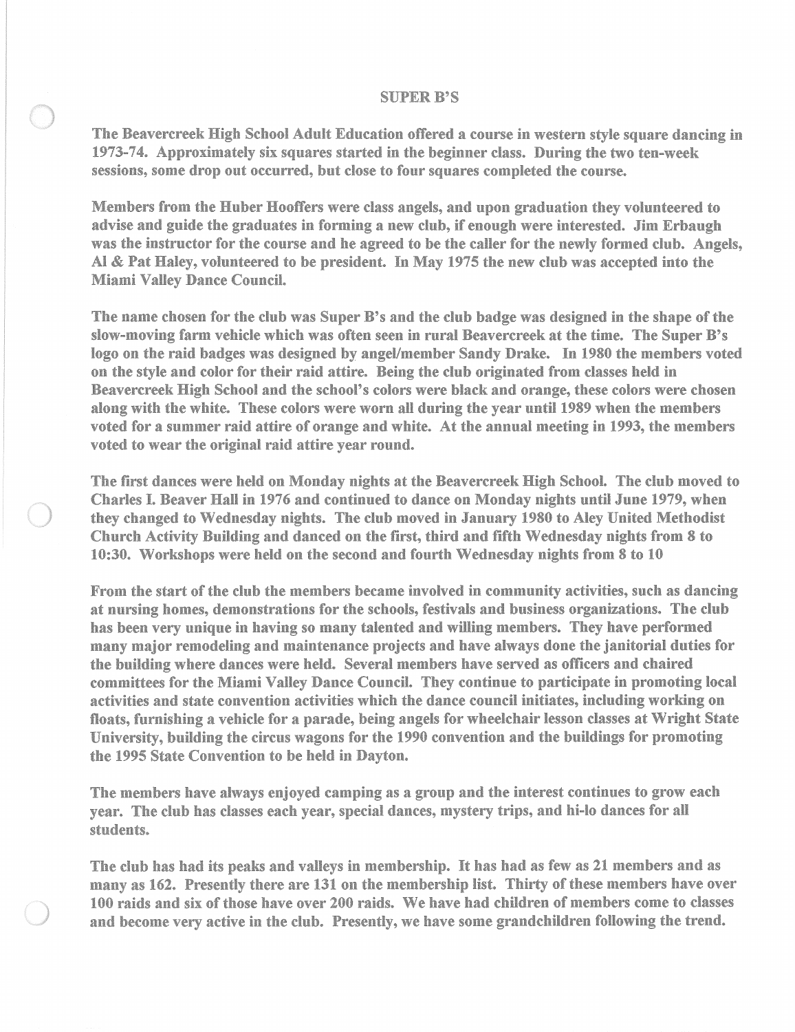# SUPER B'S

The Beavercreek High School Adult Education offered a course in western style square dancing in 1973-74. Approximately six squares started in the beginner class. During the two ten-week sessions, some drop out occurred, but close to four squares completed the course.

Members from the Huber Hooffers were class angels, and upon graduation they volunteered to advise and guide the graduates in forming a new club, if enough were interested. Jim Erbaugh was the instructor for the course and he agreed to be the caller for the newly formed club. Angels, Al & Pat Haley, volunteered to be president. In May 1975 the new club was accepted into the Miami Valley Dance Council.

The name chosen for the club was Super B's and the club badge was designed in the shape of the slow-moving farm vehicle which was often seen in rural Beavercreek at the time. The Super B's logo on the raid badges was designed by angel/member Sandy Drake. In 1980 the members voted on the style and color for their raid attire. Being the club originated from classes held in Beavercreek High School and the school's colors were black and orange, these colors were chosen along with the white. These colors were worn all during the year until 1989 when the members voted for a summer raid attire of orange and white. At the annual meeting in 1993, the members voted to wear the original raid attire year round.

The first dances were held on Monday nights at the Beavercreek High School. The club moved to Charles I. Beaver Hall in 1976 and continued to dance on Monday nights until June 1979, when they changed to Wednesday nights. The club moved in January 1980 to Aley United Methodist Church Activity Building and danced on the first, third and fifth Wednesday nights from 8 to 10:30. Workshops were held on the second and fourth Wednesday nights from 8 to 10

From the start of the club the members became involved in community activities, such as dancing at nursing homes, demonstrations for the schools, festivals and business organizations. The club has been very unique in having so many talented and willing members. They have performed many major remodeling and maintenance projects and have always done the janitorial duties for the building where dances were held. Several members have served as officers and chaired committees for the Miami Valley Dance Council. They continue to participate in promoting local activities and state convention activities which the dance council initiates, including working on floats, furnishing a vehicle for a parade, being angels for wheelchair lesson classes at Wright State University, building the circus wagons for the 1990 convention and the buildings for promoting the 1995 State Convention to be held in Dayton.

The members have always enjoyed camping as a group and the interest continues to grow each year. The club has classes each year, special dances, mystery trips, and hi-lo dances for all students.

The club has had its peaks and valleys in membership. It has had as few as 21 members and as many as 162. Presently there are 131 on the membership list. Thirty of these members have over 100 raids and six of those have over 200 raids. We have had children of members come to classes and become very active in the club. Presently, we have some grandchildren following the trend.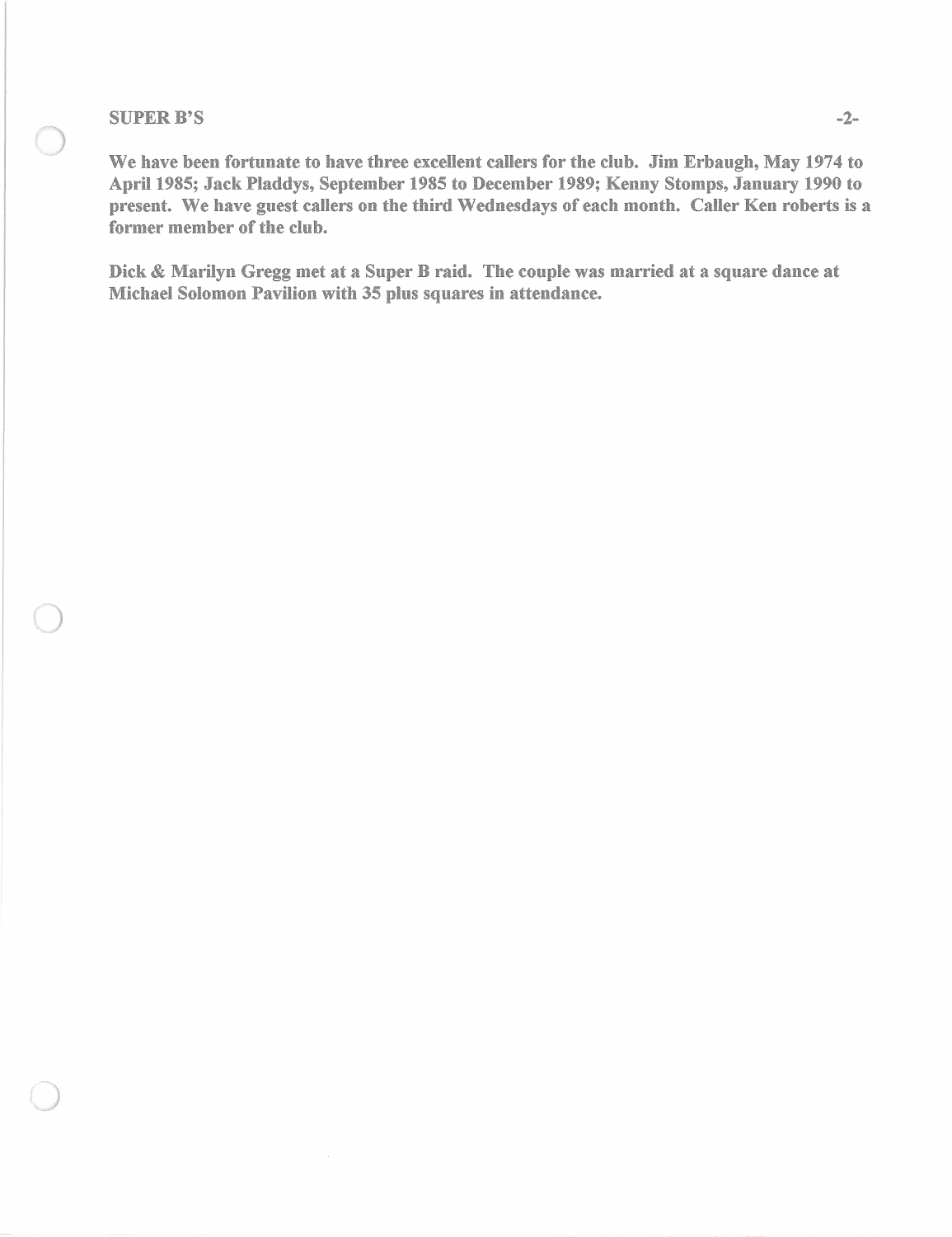We have been fortunate to have three excellent callers for the club. Jim Erbaugh, May 1974 to April 1985; Jack Pladdys, September 1985 to December 1989; Kenny Stomps, January 1990 to present. We have guest callers on the third Wednesdays of each month. Caller Ken roberts is a former member of the club.

Dick & Marilyn Gregg met at a Super B raid. The couple was married at a square dance at Michael Solomon Pavilion with 35 plus squares in attendance.